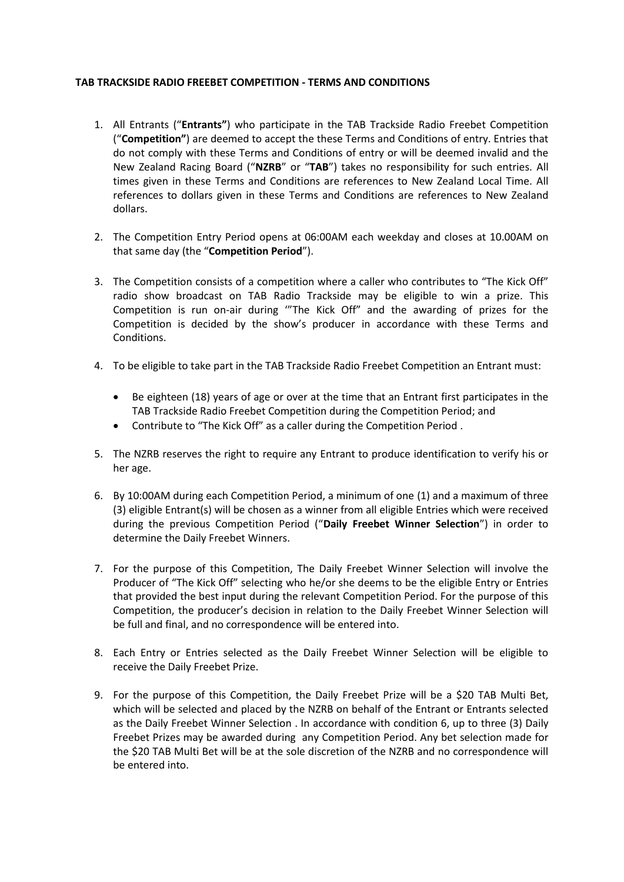**TAB TRACKSIDE RADIO FREEBET COMPETITION - TERMS AND CONDITIONS**

1. All Entrants ("**Entrants"**) who participate in the TAB Trackside Radio Freebet Competition ("**Competition"**) are deemed to accept the these Terms and Conditions of entry. Entries that do not comply with these Terms and Conditions of entry or will be deemed invalid and the New Zealand Racing Board ("**NZRB**" or "**TAB**") takes no responsibility for such entries. All times given in these Terms and Conditions are references to New Zealand Local Time. All references to dollars given in these Terms and Conditions are references to New Zealand dollars.

2. The Competition Entry Period opens at 06:00AM each weekday and closes at 10.00AM on that same day (the "**Competition Period**").

3. The Competition consists of a competition where a caller who contributes to "The Kick Off" radio show broadcast on TAB Radio Trackside may be eligible to win a prize. This Competition is run on-air during '"The Kick Off" and the awarding of prizes for the Competition is decided by the show's producer in accordance with these Terms and Conditions.

4. To be eligible to take part in the TAB Trackside Radio Freebet Competition an Entrant must:
   - Be eighteen (18) years of age or over at the time that an Entrant first participates in the TAB Trackside Radio Freebet Competition during the Competition Period; and
   - Contribute to "The Kick Off" as a caller during the Competition Period .

5. The NZRB reserves the right to require any Entrant to produce identification to verify his or her age.

6. By 10:00AM during each Competition Period, a minimum of one (1) and a maximum of three (3) eligible Entrant(s) will be chosen as a winner from all eligible Entries which were received during the previous Competition Period ("**Daily Freebet Winner Selection**") in order to determine the Daily Freebet Winners.

7. For the purpose of this Competition, The Daily Freebet Winner Selection will involve the Producer of "The Kick Off" selecting who he/or she deems to be the eligible Entry or Entries that provided the best input during the relevant Competition Period. For the purpose of this Competition, the producer's decision in relation to the Daily Freebet Winner Selection will be full and final, and no correspondence will be entered into.

8. Each Entry or Entries selected as the Daily Freebet Winner Selection will be eligible to receive the Daily Freebet Prize.

9. For the purpose of this Competition, the Daily Freebet Prize will be a $20 TAB Multi Bet, which will be selected and placed by the NZRB on behalf of the Entrant or Entrants selected as the Daily Freebet Winner Selection . In accordance with condition 6, up to three (3) Daily Freebet Prizes may be awarded during any Competition Period. Any bet selection made for the $20 TAB Multi Bet will be at the sole discretion of the NZRB and no correspondence will be entered into.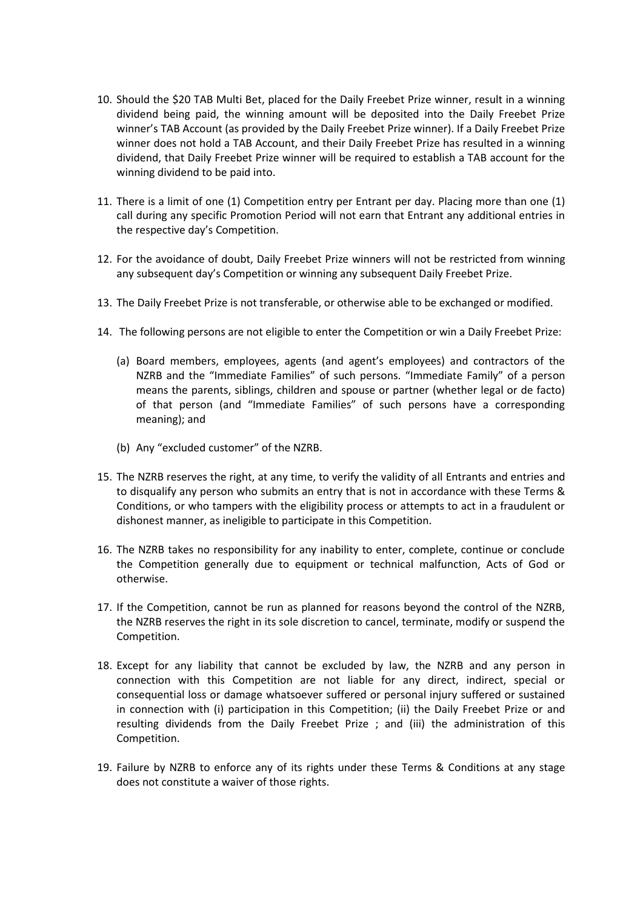10. Should the $20 TAB Multi Bet, placed for the Daily Freebet Prize winner, result in a winning dividend being paid, the winning amount will be deposited into the Daily Freebet Prize winner's TAB Account (as provided by the Daily Freebet Prize winner). If a Daily Freebet Prize winner does not hold a TAB Account, and their Daily Freebet Prize has resulted in a winning dividend, that Daily Freebet Prize winner will be required to establish a TAB account for the winning dividend to be paid into.

11. There is a limit of one (1) Competition entry per Entrant per day. Placing more than one (1) call during any specific Promotion Period will not earn that Entrant any additional entries in the respective day's Competition.

12. For the avoidance of doubt, Daily Freebet Prize winners will not be restricted from winning any subsequent day's Competition or winning any subsequent Daily Freebet Prize.

13. The Daily Freebet Prize is not transferable, or otherwise able to be exchanged or modified.

14. The following persons are not eligible to enter the Competition or win a Daily Freebet Prize:

    (a) Board members, employees, agents (and agent's employees) and contractors of the NZRB and the "Immediate Families" of such persons. "Immediate Family" of a person means the parents, siblings, children and spouse or partner (whether legal or de facto) of that person (and "Immediate Families" of such persons have a corresponding meaning); and

    (b) Any "excluded customer" of the NZRB.

15. The NZRB reserves the right, at any time, to verify the validity of all Entrants and entries and to disqualify any person who submits an entry that is not in accordance with these Terms & Conditions, or who tampers with the eligibility process or attempts to act in a fraudulent or dishonest manner, as ineligible to participate in this Competition.

16. The NZRB takes no responsibility for any inability to enter, complete, continue or conclude the Competition generally due to equipment or technical malfunction, Acts of God or otherwise.

17. If the Competition, cannot be run as planned for reasons beyond the control of the NZRB, the NZRB reserves the right in its sole discretion to cancel, terminate, modify or suspend the Competition.

18. Except for any liability that cannot be excluded by law, the NZRB and any person in connection with this Competition are not liable for any direct, indirect, special or consequential loss or damage whatsoever suffered or personal injury suffered or sustained in connection with (i) participation in this Competition; (ii) the Daily Freebet Prize or and resulting dividends from the Daily Freebet Prize ; and (iii) the administration of this Competition.

19. Failure by NZRB to enforce any of its rights under these Terms & Conditions at any stage does not constitute a waiver of those rights.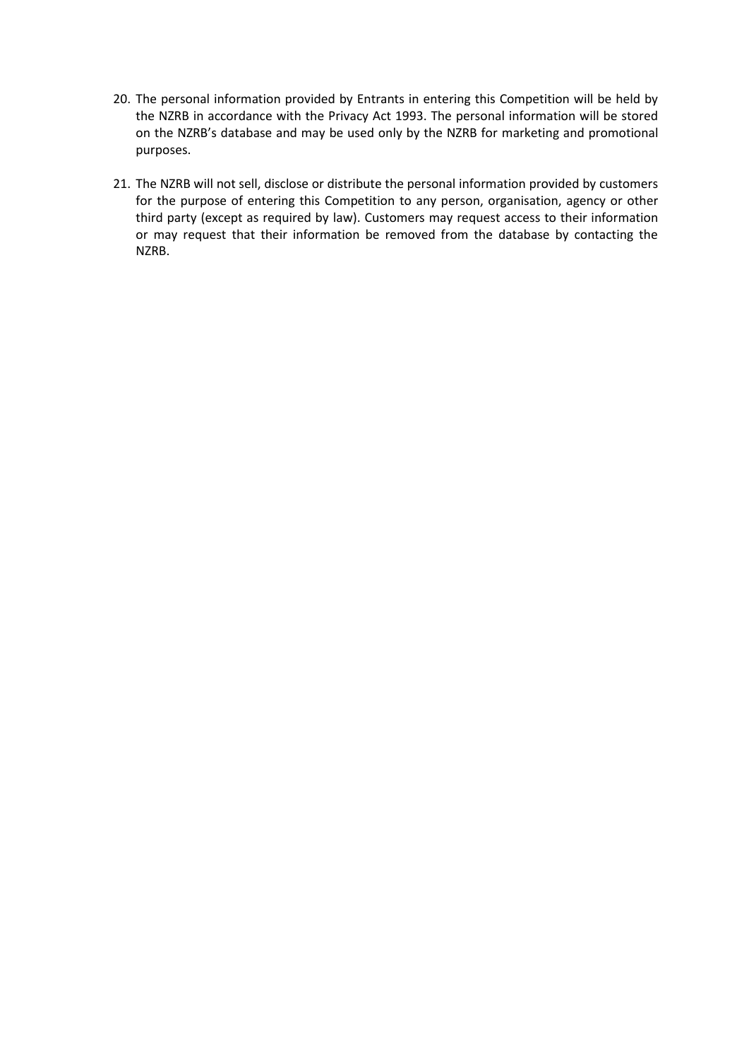20. The personal information provided by Entrants in entering this Competition will be held by the NZRB in accordance with the Privacy Act 1993. The personal information will be stored on the NZRB's database and may be used only by the NZRB for marketing and promotional purposes.

21. The NZRB will not sell, disclose or distribute the personal information provided by customers for the purpose of entering this Competition to any person, organisation, agency or other third party (except as required by law). Customers may request access to their information or may request that their information be removed from the database by contacting the NZRB.